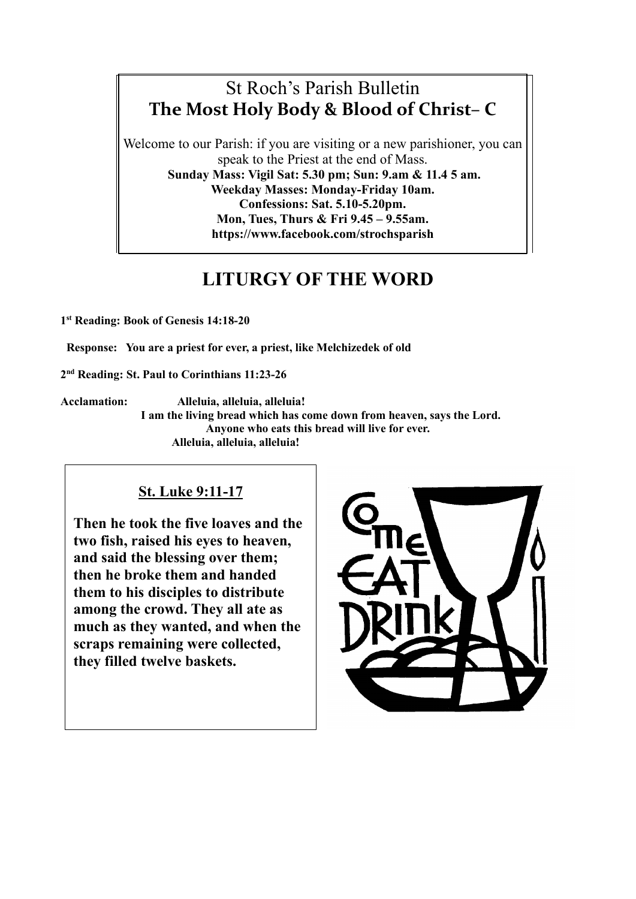# St Roch's Parish Bulletin
## The Most Holy Body & Blood of Christ– C

Welcome to our Parish: if you are visiting or a new parishioner, you can speak to the Priest at the end of Mass.

**Sunday Mass: Vigil Sat: 5.30 pm; Sun: 9.am & 11.4 5 am.**
**Weekday Masses: Monday-Friday 10am.**
**Confessions: Sat. 5.10-5.20pm.**
**Mon, Tues, Thurs & Fri 9.45 – 9.55am.**
**https://www.facebook.com/strochsparish**

# LITURGY OF THE WORD

**1st Reading: Book of Genesis 14:18-20**

**Response: You are a priest for ever, a priest, like Melchizedek of old**

**2nd Reading: St. Paul to Corinthians 11:23-26**

**Acclamation: Alleluia, alleluia, alleluia!**
**I am the living bread which has come down from heaven, says the Lord.**
**Anyone who eats this bread will live for ever.**
**Alleluia, alleluia, alleluia!**

**St. Luke 9:11-17**

**Then he took the five loaves and the two fish, raised his eyes to heaven, and said the blessing over them; then he broke them and handed them to his disciples to distribute among the crowd. They all ate as much as they wanted, and when the scraps remaining were collected, they filled twelve baskets.**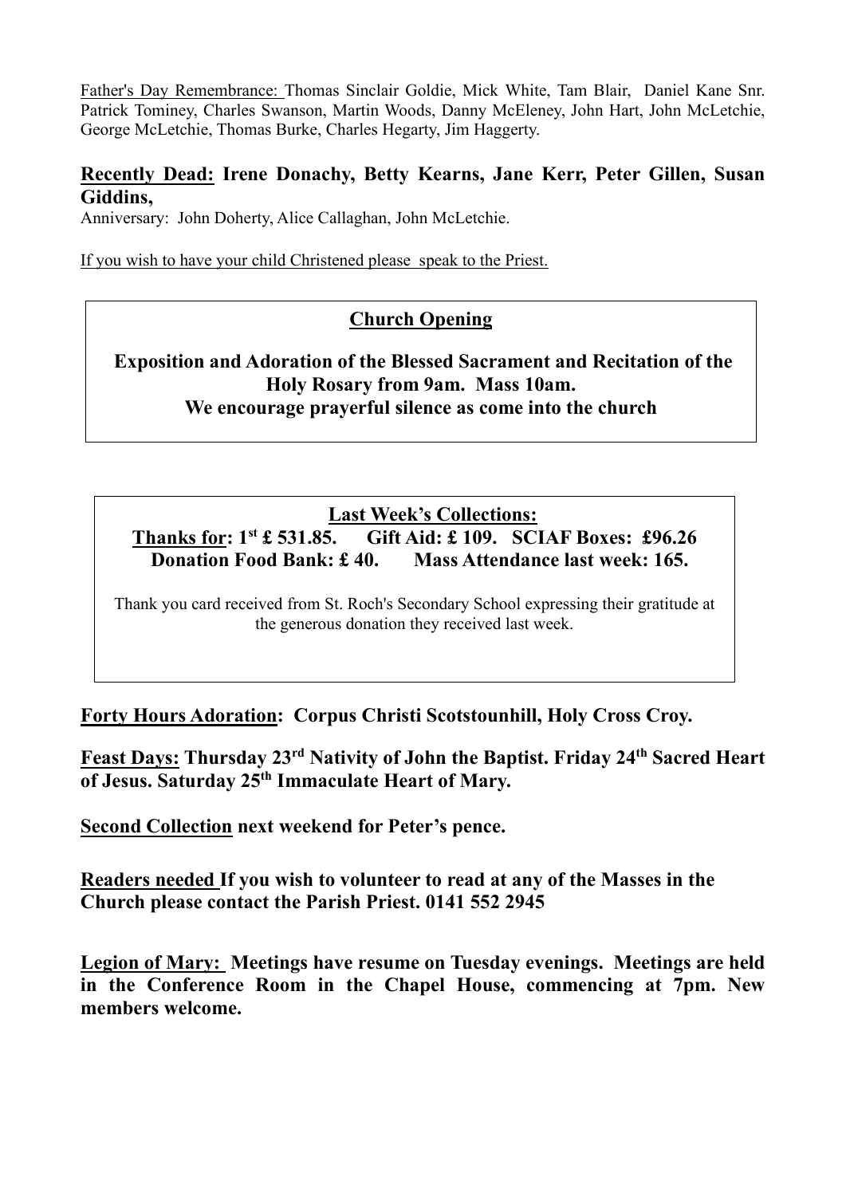Father's Day Remembrance: Thomas Sinclair Goldie, Mick White, Tam Blair, Daniel Kane Snr. Patrick Tominey, Charles Swanson, Martin Woods, Danny McEleney, John Hart, John McLetchie, George McLetchie, Thomas Burke, Charles Hegarty, Jim Haggerty.

**Recently Dead: Irene Donachy, Betty Kearns, Jane Kerr, Peter Gillen, Susan Giddins,**

Anniversary: John Doherty, Alice Callaghan, John McLetchie.

If you wish to have your child Christened please speak to the Priest.

**Church Opening**

**Exposition and Adoration of the Blessed Sacrament and Recitation of the Holy Rosary from 9am. Mass 10am.**
**We encourage prayerful silence as come into the church**

**Last Week's Collections:**
**Thanks for: 1st £ 531.85. Gift Aid: £ 109. SCIAF Boxes: £96.26**
**Donation Food Bank: £ 40. Mass Attendance last week: 165.**

Thank you card received from St. Roch's Secondary School expressing their gratitude at the generous donation they received last week.

**Forty Hours Adoration: Corpus Christi Scotstounhill, Holy Cross Croy.**

**Feast Days: Thursday 23rd Nativity of John the Baptist. Friday 24th Sacred Heart of Jesus. Saturday 25th Immaculate Heart of Mary.**

**Second Collection next weekend for Peter's pence.**

**Readers needed If you wish to volunteer to read at any of the Masses in the Church please contact the Parish Priest. 0141 552 2945**

**Legion of Mary: Meetings have resume on Tuesday evenings. Meetings are held in the Conference Room in the Chapel House, commencing at 7pm. New members welcome.**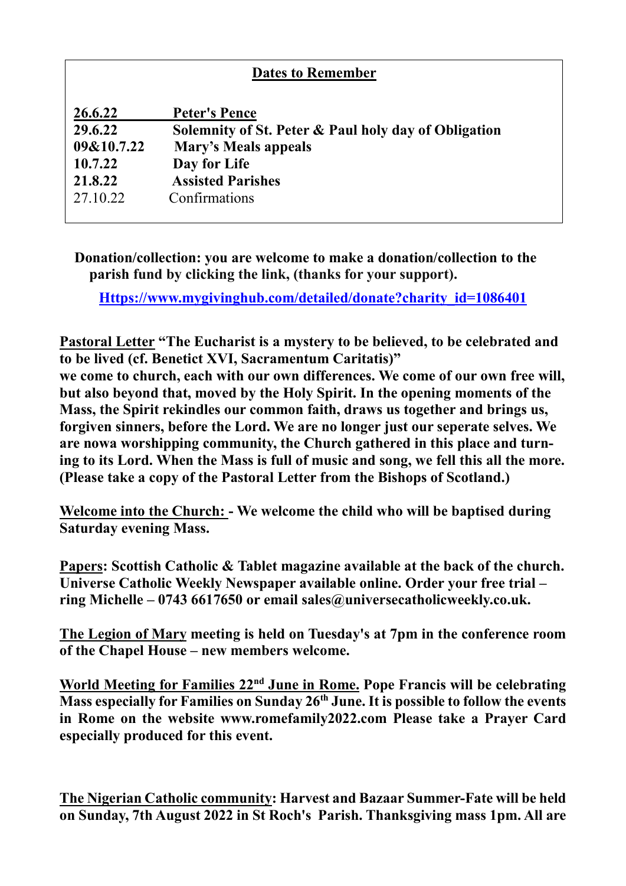**Dates to Remember**

| | |
|---|---|
| **26.6.22** | **Peter's Pence** |
| **29.6.22** | **Solemnity of St. Peter & Paul holy day of Obligation** |
| **09&10.7.22** | **Mary's Meals appeals** |
| **10.7.22** | **Day for Life** |
| **21.8.22** | **Assisted Parishes** |
| 27.10.22 | Confirmations |

**Donation/collection: you are welcome to make a donation/collection to the parish fund by clicking the link, (thanks for your support).**

**Https://www.mygivinghub.com/detailed/donate?charity_id=1086401**

**Pastoral Letter "The Eucharist is a mystery to be believed, to be celebrated and to be lived (cf. Benetict XVI, Sacramentum Caritatis)"**
**we come to church, each with our own differences. We come of our own free will, but also beyond that, moved by the Holy Spirit. In the opening moments of the Mass, the Spirit rekindles our common faith, draws us together and brings us, forgiven sinners, before the Lord. We are no longer just our seperate selves. We are nowa worshipping community, the Church gathered in this place and turning to its Lord. When the Mass is full of music and song, we fell this all the more. (Please take a copy of the Pastoral Letter from the Bishops of Scotland.)**

**Welcome into the Church: - We welcome the child who will be baptised during Saturday evening Mass.**

**Papers: Scottish Catholic & Tablet magazine available at the back of the church. Universe Catholic Weekly Newspaper available online. Order your free trial – ring Michelle – 0743 6617650 or email sales@universecatholicweekly.co.uk.**

**The Legion of Mary meeting is held on Tuesday's at 7pm in the conference room of the Chapel House – new members welcome.**

**World Meeting for Families 22nd June in Rome. Pope Francis will be celebrating Mass especially for Families on Sunday 26th June. It is possible to follow the events in Rome on the website www.romefamily2022.com Please take a Prayer Card especially produced for this event.**

**The Nigerian Catholic community: Harvest and Bazaar Summer-Fate will be held on Sunday, 7th August 2022 in St Roch's Parish. Thanksgiving mass 1pm. All are**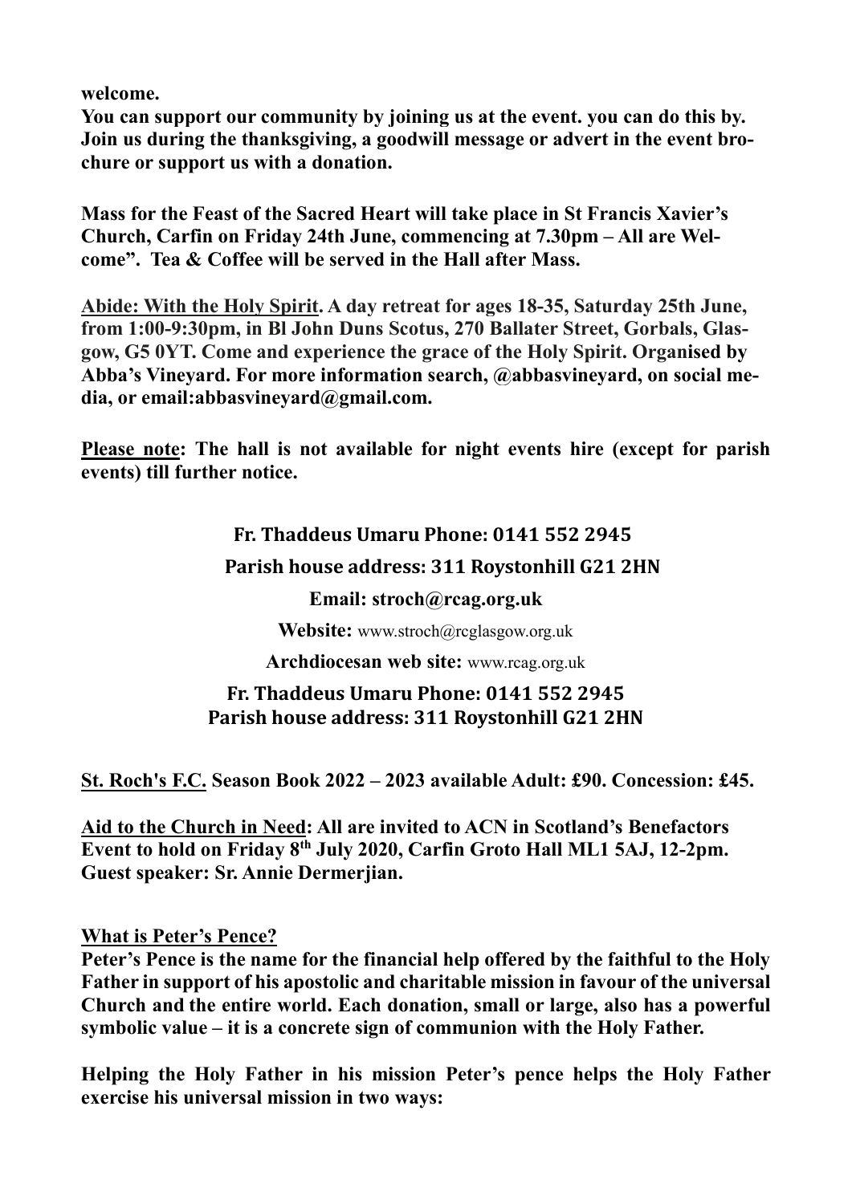**welcome.**
**You can support our community by joining us at the event. you can do this by. Join us during the thanksgiving, a goodwill message or advert in the event brochure or support us with a donation.**

**Mass for the Feast of the Sacred Heart will take place in St Francis Xavier's Church, Carfin on Friday 24th June, commencing at 7.30pm – All are Welcome". Tea & Coffee will be served in the Hall after Mass.**

**Abide: With the Holy Spirit. A day retreat for ages 18-35, Saturday 25th June, from 1:00-9:30pm, in Bl John Duns Scotus, 270 Ballater Street, Gorbals, Glasgow, G5 0YT. Come and experience the grace of the Holy Spirit. Organised by Abba's Vineyard. For more information search, @abbasvineyard, on social media, or email:abbasvineyard@gmail.com.**

**Please note: The hall is not available for night events hire (except for parish events) till further notice.**

**Fr. Thaddeus Umaru Phone: 0141 552 2945**

**Parish house address: 311 Roystonhill G21 2HN**

**Email: stroch@rcag.org.uk**

**Website:** www.stroch@rcglasgow.org.uk

**Archdiocesan web site:** www.rcag.org.uk

**Fr. Thaddeus Umaru Phone: 0141 552 2945**
**Parish house address: 311 Roystonhill G21 2HN**

**St. Roch's F.C. Season Book 2022 – 2023 available Adult: £90. Concession: £45.**

**Aid to the Church in Need: All are invited to ACN in Scotland's Benefactors Event to hold on Friday 8th July 2020, Carfin Groto Hall ML1 5AJ, 12-2pm. Guest speaker: Sr. Annie Dermerjian.**

**What is Peter's Pence?**
**Peter's Pence is the name for the financial help offered by the faithful to the Holy Father in support of his apostolic and charitable mission in favour of the universal Church and the entire world. Each donation, small or large, also has a powerful symbolic value – it is a concrete sign of communion with the Holy Father.**

**Helping the Holy Father in his mission Peter's pence helps the Holy Father exercise his universal mission in two ways:**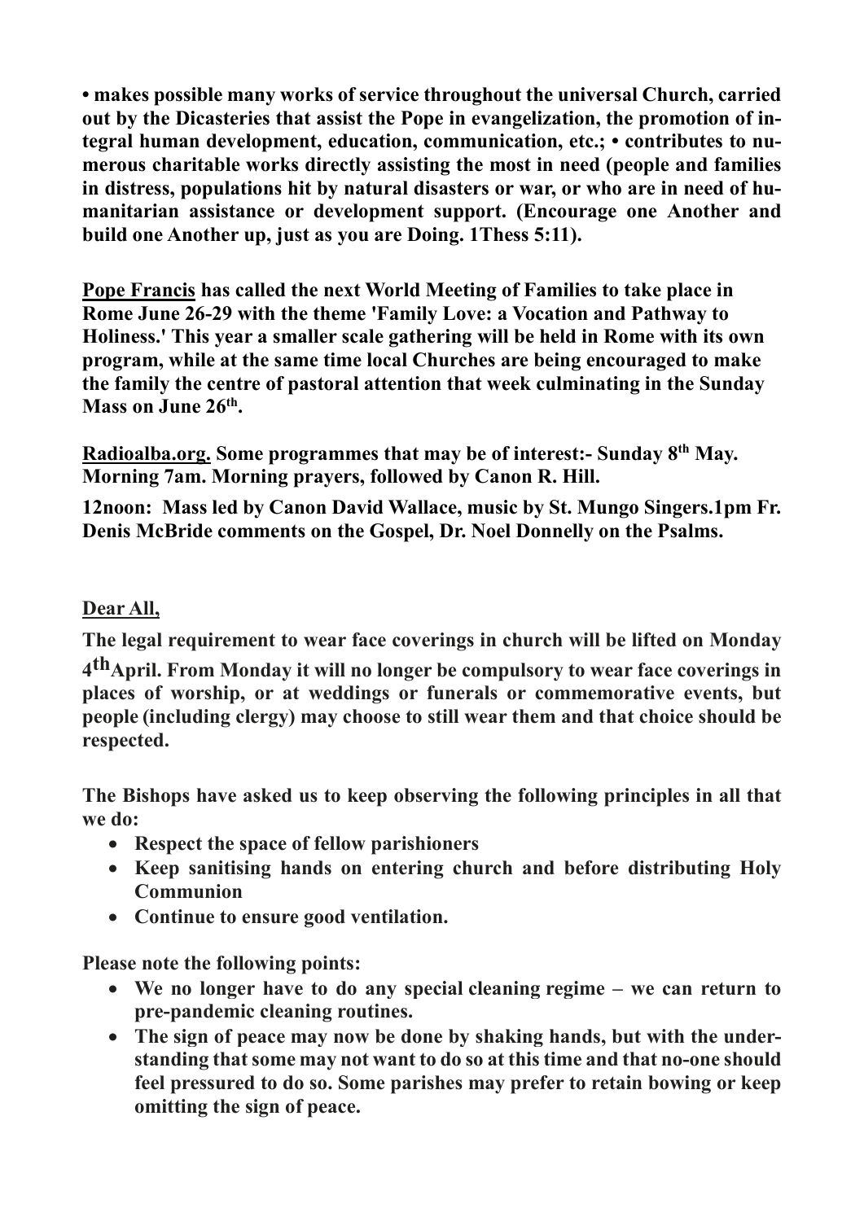**• makes possible many works of service throughout the universal Church, carried out by the Dicasteries that assist the Pope in evangelization, the promotion of integral human development, education, communication, etc.; • contributes to numerous charitable works directly assisting the most in need (people and families in distress, populations hit by natural disasters or war, or who are in need of humanitarian assistance or development support. (Encourage one Another and build one Another up, just as you are Doing. 1Thess 5:11).**

**<u>Pope Francis</u> has called the next World Meeting of Families to take place in Rome June 26-29 with the theme 'Family Love: a Vocation and Pathway to Holiness.' This year a smaller scale gathering will be held in Rome with its own program, while at the same time local Churches are being encouraged to make the family the centre of pastoral attention that week culminating in the Sunday Mass on June 26th.**

**<u>Radioalba.org.</u> Some programmes that may be of interest:- Sunday 8th May. Morning 7am. Morning prayers, followed by Canon R. Hill.**

**12noon: Mass led by Canon David Wallace, music by St. Mungo Singers.1pm Fr. Denis McBride comments on the Gospel, Dr. Noel Donnelly on the Psalms.**

**<u>Dear All,</u>**

**The legal requirement to wear face coverings in church will be lifted on Monday 4th April. From Monday it will no longer be compulsory to wear face coverings in places of worship, or at weddings or funerals or commemorative events, but people (including clergy) may choose to still wear them and that choice should be respected.**

**The Bishops have asked us to keep observing the following principles in all that we do:**

- **Respect the space of fellow parishioners**
- **Keep sanitising hands on entering church and before distributing Holy Communion**
- **Continue to ensure good ventilation.**

**Please note the following points:**

- **We no longer have to do any special cleaning regime – we can return to pre-pandemic cleaning routines.**
- **The sign of peace may now be done by shaking hands, but with the understanding that some may not want to do so at this time and that no-one should feel pressured to do so. Some parishes may prefer to retain bowing or keep omitting the sign of peace.**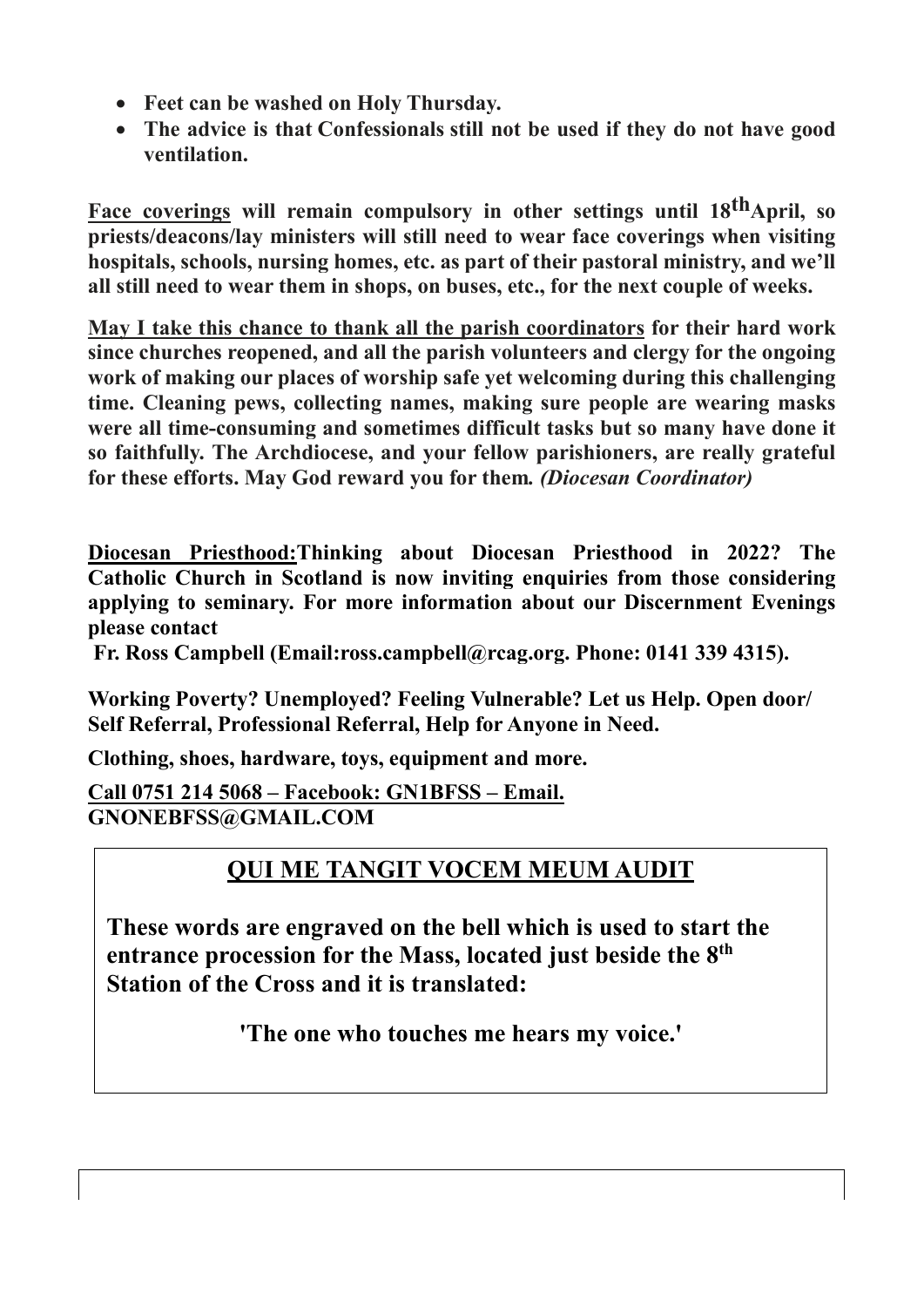- **Feet can be washed on Holy Thursday.**
- **The advice is that Confessionals still not be used if they do not have good ventilation.**

**<u>Face coverings</u> will remain compulsory in other settings until 18th April, so priests/deacons/lay ministers will still need to wear face coverings when visiting hospitals, schools, nursing homes, etc. as part of their pastoral ministry, and we'll all still need to wear them in shops, on buses, etc., for the next couple of weeks.**

**<u>May I take this chance to thank all the parish coordinators</u> for their hard work since churches reopened, and all the parish volunteers and clergy for the ongoing work of making our places of worship safe yet welcoming during this challenging time. Cleaning pews, collecting names, making sure people are wearing masks were all time-consuming and sometimes difficult tasks but so many have done it so faithfully. The Archdiocese, and your fellow parishioners, are really grateful for these efforts. May God reward you for them.** ***(Diocesan Coordinator)***

**<u>Diocesan Priesthood:</u>Thinking about Diocesan Priesthood in 2022? The Catholic Church in Scotland is now inviting enquiries from those considering applying to seminary. For more information about our Discernment Evenings please contact**

**Fr. Ross Campbell (Email:ross.campbell@rcag.org. Phone: 0141 339 4315).**

**Working Poverty? Unemployed? Feeling Vulnerable? Let us Help. Open door/ Self Referral, Professional Referral, Help for Anyone in Need.**

**Clothing, shoes, hardware, toys, equipment and more.**

**<u>Call 0751 214 5068 – Facebook: GN1BFSS – Email.</u> GNONEBFSS@GMAIL.COM**

## <u>QUI ME TANGIT VOCEM MEUM AUDIT</u>

**These words are engraved on the bell which is used to start the entrance procession for the Mass, located just beside the 8th Station of the Cross and it is translated:**

**'The one who touches me hears my voice.'**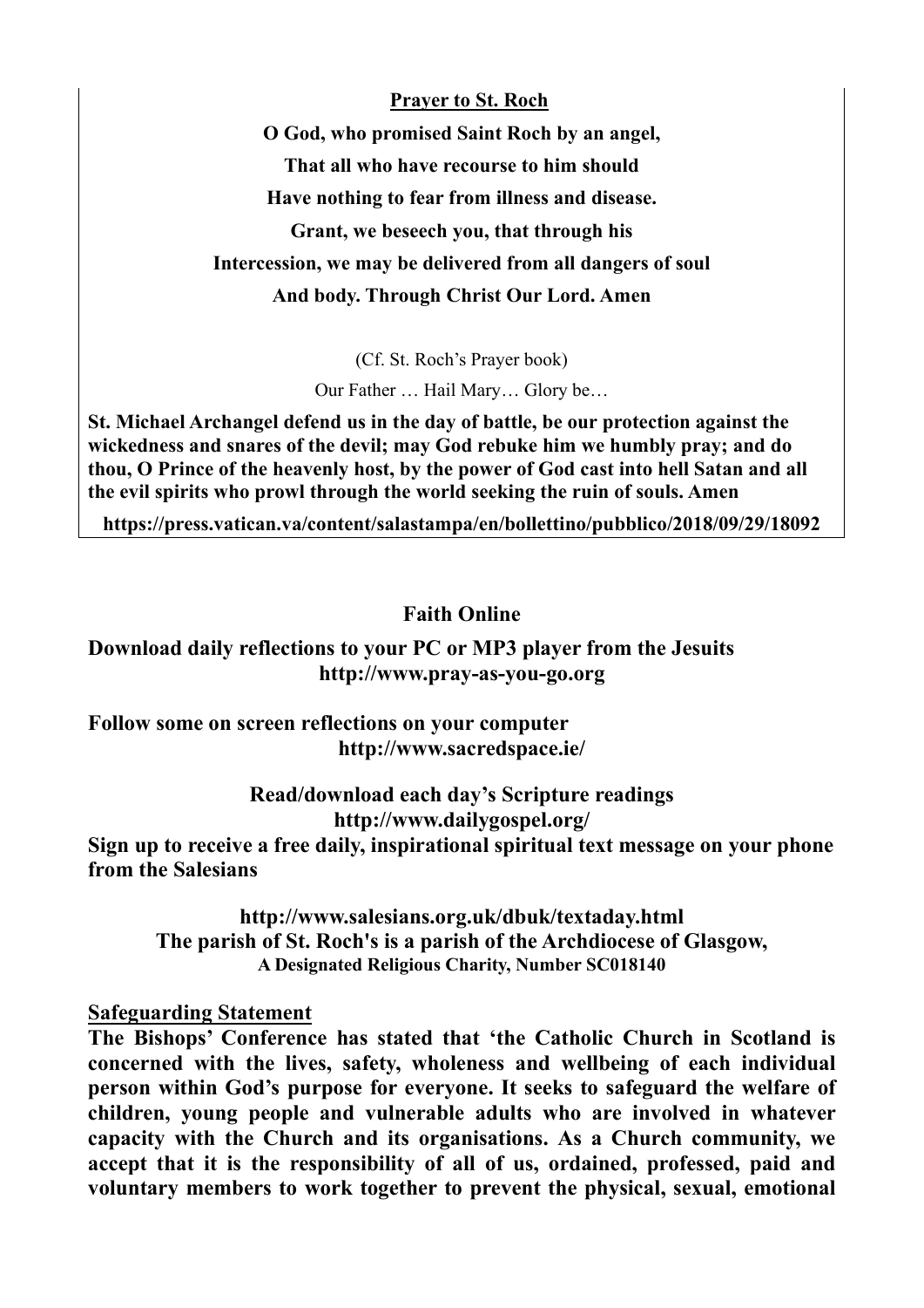**Prayer to St. Roch**

**O God, who promised Saint Roch by an angel,**

**That all who have recourse to him should**

**Have nothing to fear from illness and disease.**

**Grant, we beseech you, that through his**

**Intercession, we may be delivered from all dangers of soul**

**And body. Through Christ Our Lord. Amen**

(Cf. St. Roch's Prayer book)

Our Father … Hail Mary… Glory be…

**St. Michael Archangel defend us in the day of battle, be our protection against the wickedness and snares of the devil; may God rebuke him we humbly pray; and do thou, O Prince of the heavenly host, by the power of God cast into hell Satan and all the evil spirits who prowl through the world seeking the ruin of souls. Amen**

**https://press.vatican.va/content/salastampa/en/bollettino/pubblico/2018/09/29/18092**

## Faith Online

**Download daily reflections to your PC or MP3 player from the Jesuits http://www.pray-as-you-go.org**

**Follow some on screen reflections on your computer http://www.sacredspace.ie/**

**Read/download each day's Scripture readings http://www.dailygospel.org/**

**Sign up to receive a free daily, inspirational spiritual text message on your phone from the Salesians**

**http://www.salesians.org.uk/dbuk/textaday.html**

**The parish of St. Roch's is a parish of the Archdiocese of Glasgow,**
**A Designated Religious Charity, Number SC018140**

**Safeguarding Statement**

**The Bishops' Conference has stated that 'the Catholic Church in Scotland is concerned with the lives, safety, wholeness and wellbeing of each individual person within God's purpose for everyone. It seeks to safeguard the welfare of children, young people and vulnerable adults who are involved in whatever capacity with the Church and its organisations. As a Church community, we accept that it is the responsibility of all of us, ordained, professed, paid and voluntary members to work together to prevent the physical, sexual, emotional**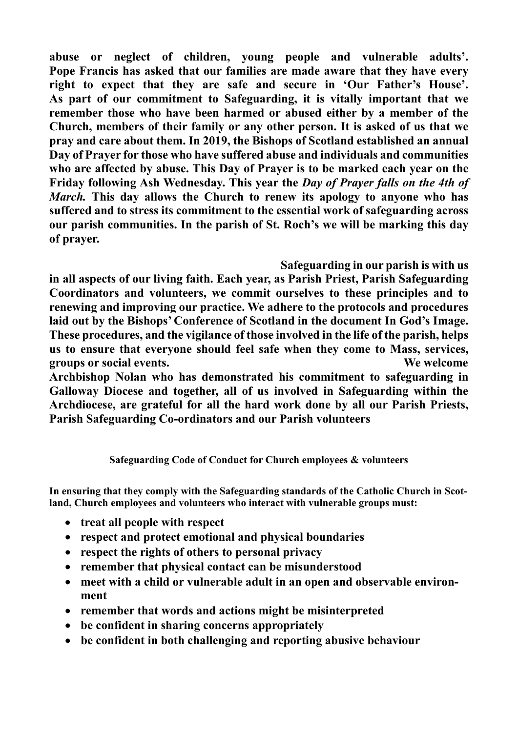**abuse or neglect of children, young people and vulnerable adults'. Pope Francis has asked that our families are made aware that they have every right to expect that they are safe and secure in 'Our Father's House'. As part of our commitment to Safeguarding, it is vitally important that we remember those who have been harmed or abused either by a member of the Church, members of their family or any other person. It is asked of us that we pray and care about them. In 2019, the Bishops of Scotland established an annual Day of Prayer for those who have suffered abuse and individuals and communities who are affected by abuse. This Day of Prayer is to be marked each year on the Friday following Ash Wednesday. This year the *Day of Prayer falls on the 4th of March.* This day allows the Church to renew its apology to anyone who has suffered and to stress its commitment to the essential work of safeguarding across our parish communities. In the parish of St. Roch's we will be marking this day of prayer.**

**Safeguarding in our parish is with us in all aspects of our living faith. Each year, as Parish Priest, Parish Safeguarding Coordinators and volunteers, we commit ourselves to these principles and to renewing and improving our practice. We adhere to the protocols and procedures laid out by the Bishops' Conference of Scotland in the document In God's Image. These procedures, and the vigilance of those involved in the life of the parish, helps us to ensure that everyone should feel safe when they come to Mass, services, groups or social events. We welcome Archbishop Nolan who has demonstrated his commitment to safeguarding in Galloway Diocese and together, all of us involved in Safeguarding within the Archdiocese, are grateful for all the hard work done by all our Parish Priests, Parish Safeguarding Co-ordinators and our Parish volunteers**

**Safeguarding Code of Conduct for Church employees & volunteers**

**In ensuring that they comply with the Safeguarding standards of the Catholic Church in Scotland, Church employees and volunteers who interact with vulnerable groups must:**

- **treat all people with respect**
- **respect and protect emotional and physical boundaries**
- **respect the rights of others to personal privacy**
- **remember that physical contact can be misunderstood**
- **meet with a child or vulnerable adult in an open and observable environment**
- **remember that words and actions might be misinterpreted**
- **be confident in sharing concerns appropriately**
- **be confident in both challenging and reporting abusive behaviour**